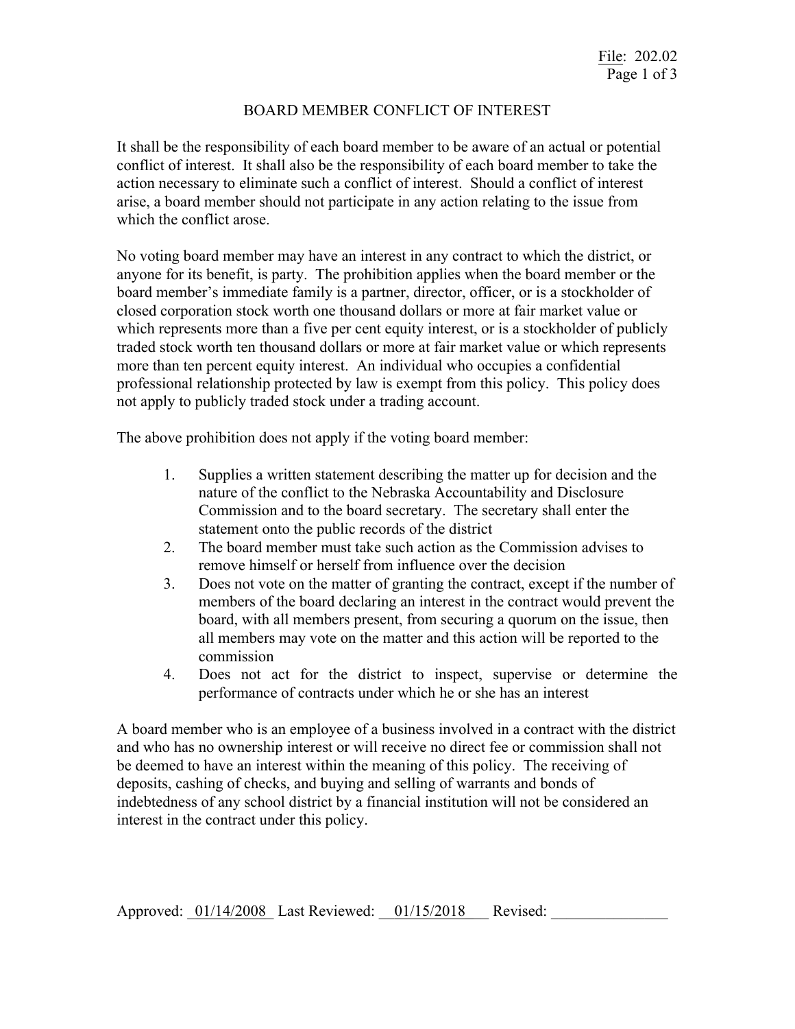File: 202.02

# BOARD MEMBER CONFLICT OF INTEREST

It shall be the responsibility of each board member to be aware of an actual or potential conflict of interest. It shall also be the responsibility of each board member to take the action necessary to eliminate such a conflict of interest. Should a conflict of interest arise, a board member should not participate in any action relating to the issue from which the conflict arose.

No voting board member may have an interest in any contract to which the district, or anyone for its benefit, is party. The prohibition applies when the board member or the board member's immediate family is a partner, director, officer, or is a stockholder of closed corporation stock worth one thousand dollars or more at fair market value or which represents more than a five per cent equity interest, or is a stockholder of publicly traded stock worth ten thousand dollars or more at fair market value or which represents more than ten percent equity interest. An individual who occupies a confidential professional relationship protected by law is exempt from this policy. This policy does not apply to publicly traded stock under a trading account.

The above prohibition does not apply if the voting board member:

1. Supplies a written statement describing the matter up for decision and the nature of the conflict to the Nebraska Accountability and Disclosure Commission and to the board secretary. The secretary shall enter the statement onto the public records of the district
2. The board member must take such action as the Commission advises to remove himself or herself from influence over the decision
3. Does not vote on the matter of granting the contract, except if the number of members of the board declaring an interest in the contract would prevent the board, with all members present, from securing a quorum on the issue, then all members may vote on the matter and this action will be reported to the commission
4. Does not act for the district to inspect, supervise or determine the performance of contracts under which he or she has an interest

A board member who is an employee of a business involved in a contract with the district and who has no ownership interest or will receive no direct fee or commission shall not be deemed to have an interest within the meaning of this policy. The receiving of deposits, cashing of checks, and buying and selling of warrants and bonds of indebtedness of any school district by a financial institution will not be considered an interest in the contract under this policy.

Approved: 01/14/2008 Last Reviewed: 01/15/2018 Revised: _______________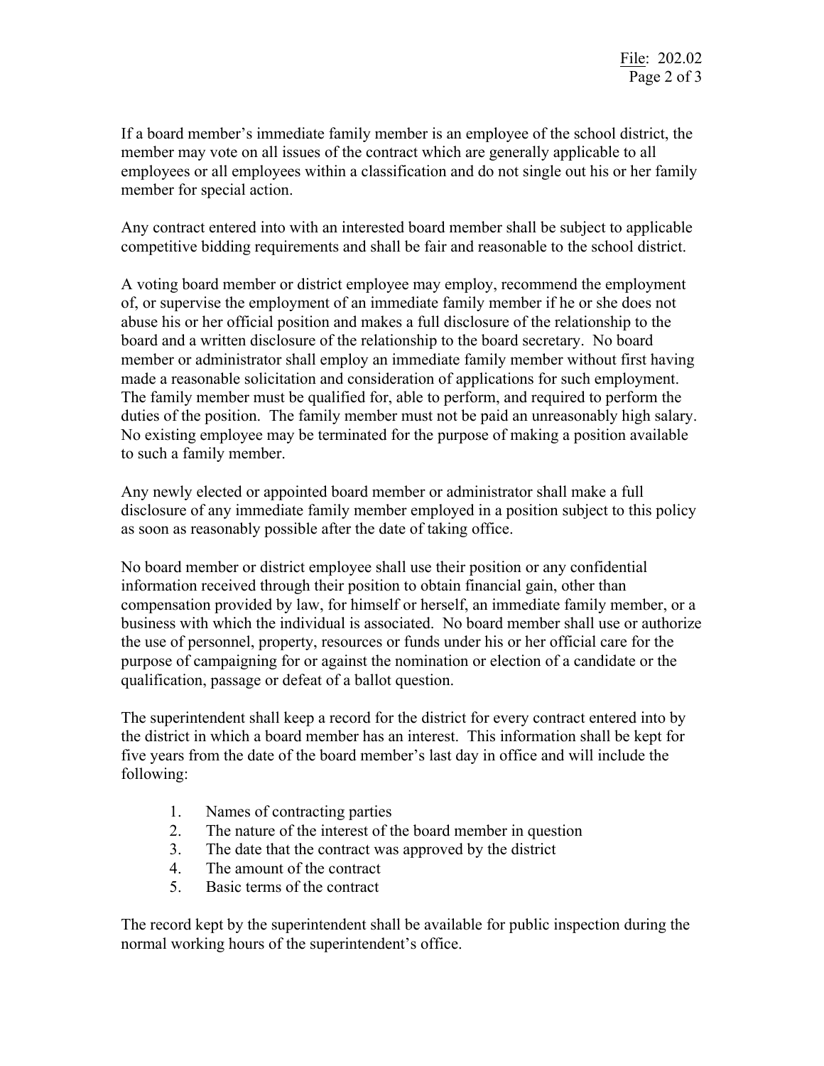If a board member's immediate family member is an employee of the school district, the member may vote on all issues of the contract which are generally applicable to all employees or all employees within a classification and do not single out his or her family member for special action.

Any contract entered into with an interested board member shall be subject to applicable competitive bidding requirements and shall be fair and reasonable to the school district.

A voting board member or district employee may employ, recommend the employment of, or supervise the employment of an immediate family member if he or she does not abuse his or her official position and makes a full disclosure of the relationship to the board and a written disclosure of the relationship to the board secretary. No board member or administrator shall employ an immediate family member without first having made a reasonable solicitation and consideration of applications for such employment. The family member must be qualified for, able to perform, and required to perform the duties of the position. The family member must not be paid an unreasonably high salary. No existing employee may be terminated for the purpose of making a position available to such a family member.

Any newly elected or appointed board member or administrator shall make a full disclosure of any immediate family member employed in a position subject to this policy as soon as reasonably possible after the date of taking office.

No board member or district employee shall use their position or any confidential information received through their position to obtain financial gain, other than compensation provided by law, for himself or herself, an immediate family member, or a business with which the individual is associated. No board member shall use or authorize the use of personnel, property, resources or funds under his or her official care for the purpose of campaigning for or against the nomination or election of a candidate or the qualification, passage or defeat of a ballot question.

The superintendent shall keep a record for the district for every contract entered into by the district in which a board member has an interest. This information shall be kept for five years from the date of the board member's last day in office and will include the following:

1. Names of contracting parties
2. The nature of the interest of the board member in question
3. The date that the contract was approved by the district
4. The amount of the contract
5. Basic terms of the contract

The record kept by the superintendent shall be available for public inspection during the normal working hours of the superintendent's office.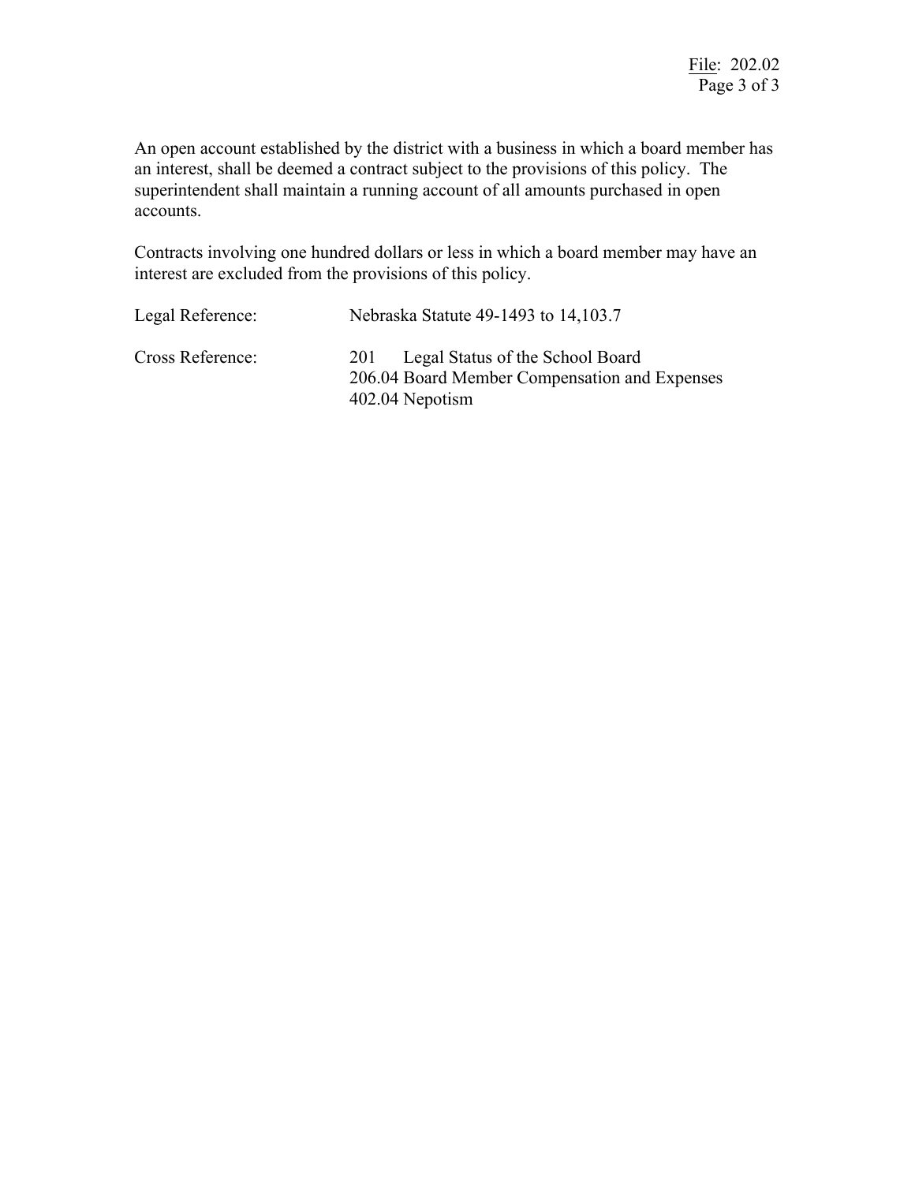An open account established by the district with a business in which a board member has an interest, shall be deemed a contract subject to the provisions of this policy. The superintendent shall maintain a running account of all amounts purchased in open accounts.

Contracts involving one hundred dollars or less in which a board member may have an interest are excluded from the provisions of this policy.

| | |
|---|---|
| Legal Reference: | Nebraska Statute 49-1493 to 14,103.7 |
| Cross Reference: | 201 Legal Status of the School Board<br>206.04 Board Member Compensation and Expenses<br>402.04 Nepotism |